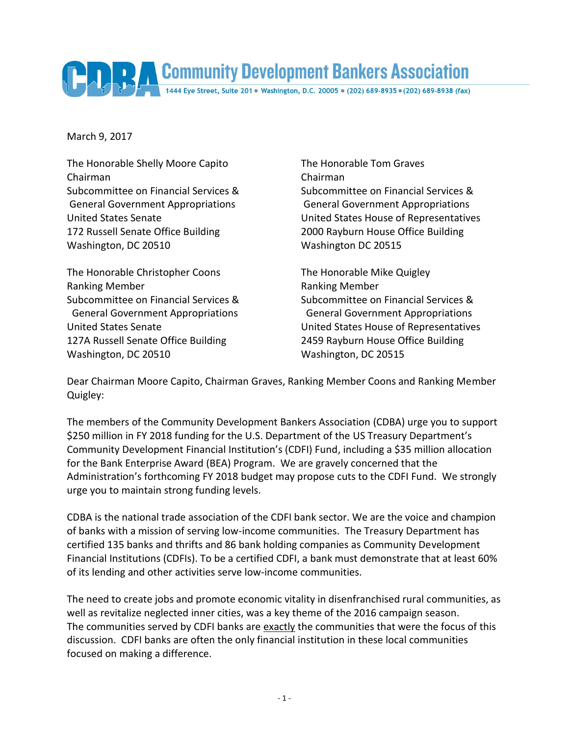# Community Development Bankers Association

1444 Eye Street, Suite 201 • Washington, D.C. 20005 • (202) 689-8935 • (202) 689-8938 (fax)

March 9, 2017

The Honorable Shelly Moore Capito
Chairman
Subcommittee on Financial Services & General Government Appropriations
United States Senate
172 Russell Senate Office Building
Washington, DC 20510

The Honorable Tom Graves
Chairman
Subcommittee on Financial Services & General Government Appropriations
United States House of Representatives
2000 Rayburn House Office Building
Washington DC 20515

The Honorable Christopher Coons
Ranking Member
Subcommittee on Financial Services & General Government Appropriations
United States Senate
127A Russell Senate Office Building
Washington, DC 20510

The Honorable Mike Quigley
Ranking Member
Subcommittee on Financial Services & General Government Appropriations
United States House of Representatives
2459 Rayburn House Office Building
Washington, DC 20515

Dear Chairman Moore Capito, Chairman Graves, Ranking Member Coons and Ranking Member Quigley:

The members of the Community Development Bankers Association (CDBA) urge you to support $250 million in FY 2018 funding for the U.S. Department of the US Treasury Department's Community Development Financial Institution's (CDFI) Fund, including a $35 million allocation for the Bank Enterprise Award (BEA) Program. We are gravely concerned that the Administration's forthcoming FY 2018 budget may propose cuts to the CDFI Fund. We strongly urge you to maintain strong funding levels.

CDBA is the national trade association of the CDFI bank sector. We are the voice and champion of banks with a mission of serving low-income communities. The Treasury Department has certified 135 banks and thrifts and 86 bank holding companies as Community Development Financial Institutions (CDFIs). To be a certified CDFI, a bank must demonstrate that at least 60% of its lending and other activities serve low-income communities.

The need to create jobs and promote economic vitality in disenfranchised rural communities, as well as revitalize neglected inner cities, was a key theme of the 2016 campaign season. The communities served by CDFI banks are exactly the communities that were the focus of this discussion. CDFI banks are often the only financial institution in these local communities focused on making a difference.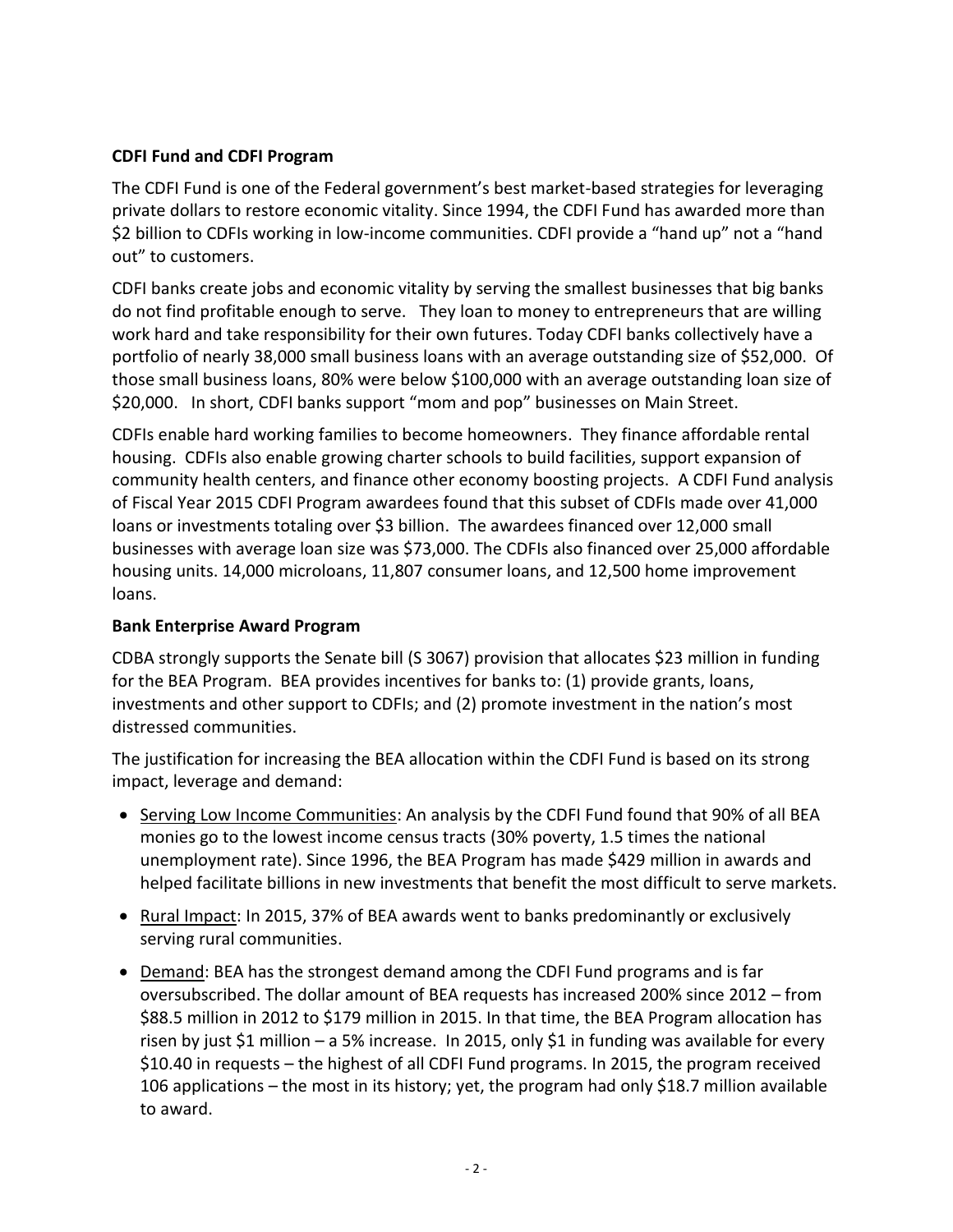**CDFI Fund and CDFI Program**

The CDFI Fund is one of the Federal government's best market-based strategies for leveraging private dollars to restore economic vitality. Since 1994, the CDFI Fund has awarded more than $2 billion to CDFIs working in low-income communities. CDFI provide a "hand up" not a "hand out" to customers.

CDFI banks create jobs and economic vitality by serving the smallest businesses that big banks do not find profitable enough to serve. They loan to money to entrepreneurs that are willing work hard and take responsibility for their own futures. Today CDFI banks collectively have a portfolio of nearly 38,000 small business loans with an average outstanding size of $52,000. Of those small business loans, 80% were below $100,000 with an average outstanding loan size of $20,000. In short, CDFI banks support "mom and pop" businesses on Main Street.

CDFIs enable hard working families to become homeowners. They finance affordable rental housing. CDFIs also enable growing charter schools to build facilities, support expansion of community health centers, and finance other economy boosting projects. A CDFI Fund analysis of Fiscal Year 2015 CDFI Program awardees found that this subset of CDFIs made over 41,000 loans or investments totaling over $3 billion. The awardees financed over 12,000 small businesses with average loan size was $73,000. The CDFIs also financed over 25,000 affordable housing units. 14,000 microloans, 11,807 consumer loans, and 12,500 home improvement loans.

**Bank Enterprise Award Program**

CDBA strongly supports the Senate bill (S 3067) provision that allocates $23 million in funding for the BEA Program. BEA provides incentives for banks to: (1) provide grants, loans, investments and other support to CDFIs; and (2) promote investment in the nation's most distressed communities.

The justification for increasing the BEA allocation within the CDFI Fund is based on its strong impact, leverage and demand:

- Serving Low Income Communities: An analysis by the CDFI Fund found that 90% of all BEA monies go to the lowest income census tracts (30% poverty, 1.5 times the national unemployment rate). Since 1996, the BEA Program has made $429 million in awards and helped facilitate billions in new investments that benefit the most difficult to serve markets.
- Rural Impact: In 2015, 37% of BEA awards went to banks predominantly or exclusively serving rural communities.
- Demand: BEA has the strongest demand among the CDFI Fund programs and is far oversubscribed. The dollar amount of BEA requests has increased 200% since 2012 – from $88.5 million in 2012 to $179 million in 2015. In that time, the BEA Program allocation has risen by just $1 million – a 5% increase. In 2015, only $1 in funding was available for every $10.40 in requests – the highest of all CDFI Fund programs. In 2015, the program received 106 applications – the most in its history; yet, the program had only $18.7 million available to award.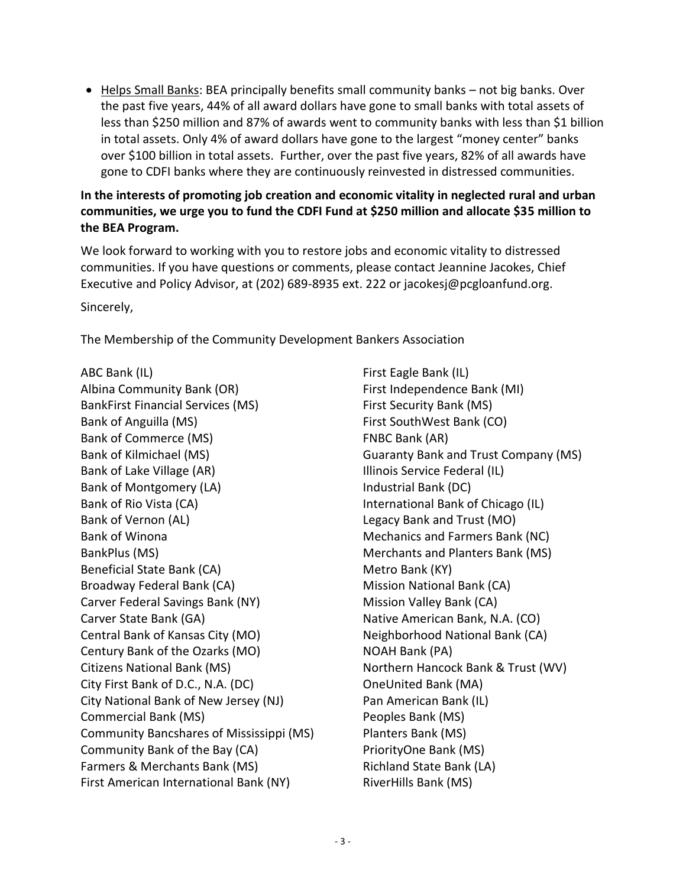- Helps Small Banks: BEA principally benefits small community banks – not big banks. Over the past five years, 44% of all award dollars have gone to small banks with total assets of less than $250 million and 87% of awards went to community banks with less than $1 billion in total assets. Only 4% of award dollars have gone to the largest "money center" banks over $100 billion in total assets. Further, over the past five years, 82% of all awards have gone to CDFI banks where they are continuously reinvested in distressed communities.

**In the interests of promoting job creation and economic vitality in neglected rural and urban communities, we urge you to fund the CDFI Fund at $250 million and allocate $35 million to the BEA Program.**

We look forward to working with you to restore jobs and economic vitality to distressed communities. If you have questions or comments, please contact Jeannine Jacokes, Chief Executive and Policy Advisor, at (202) 689-8935 ext. 222 or jacokesj@pcgloanfund.org.

Sincerely,

The Membership of the Community Development Bankers Association

ABC Bank (IL)
Albina Community Bank (OR)
BankFirst Financial Services (MS)
Bank of Anguilla (MS)
Bank of Commerce (MS)
Bank of Kilmichael (MS)
Bank of Lake Village (AR)
Bank of Montgomery (LA)
Bank of Rio Vista (CA)
Bank of Vernon (AL)
Bank of Winona
BankPlus (MS)
Beneficial State Bank (CA)
Broadway Federal Bank (CA)
Carver Federal Savings Bank (NY)
Carver State Bank (GA)
Central Bank of Kansas City (MO)
Century Bank of the Ozarks (MO)
Citizens National Bank (MS)
City First Bank of D.C., N.A. (DC)
City National Bank of New Jersey (NJ)
Commercial Bank (MS)
Community Bancshares of Mississippi (MS)
Community Bank of the Bay (CA)
Farmers & Merchants Bank (MS)
First American International Bank (NY)
First Eagle Bank (IL)
First Independence Bank (MI)
First Security Bank (MS)
First SouthWest Bank (CO)
FNBC Bank (AR)
Guaranty Bank and Trust Company (MS)
Illinois Service Federal (IL)
Industrial Bank (DC)
International Bank of Chicago (IL)
Legacy Bank and Trust (MO)
Mechanics and Farmers Bank (NC)
Merchants and Planters Bank (MS)
Metro Bank (KY)
Mission National Bank (CA)
Mission Valley Bank (CA)
Native American Bank, N.A. (CO)
Neighborhood National Bank (CA)
NOAH Bank (PA)
Northern Hancock Bank & Trust (WV)
OneUnited Bank (MA)
Pan American Bank (IL)
Peoples Bank (MS)
Planters Bank (MS)
PriorityOne Bank (MS)
Richland State Bank (LA)
RiverHills Bank (MS)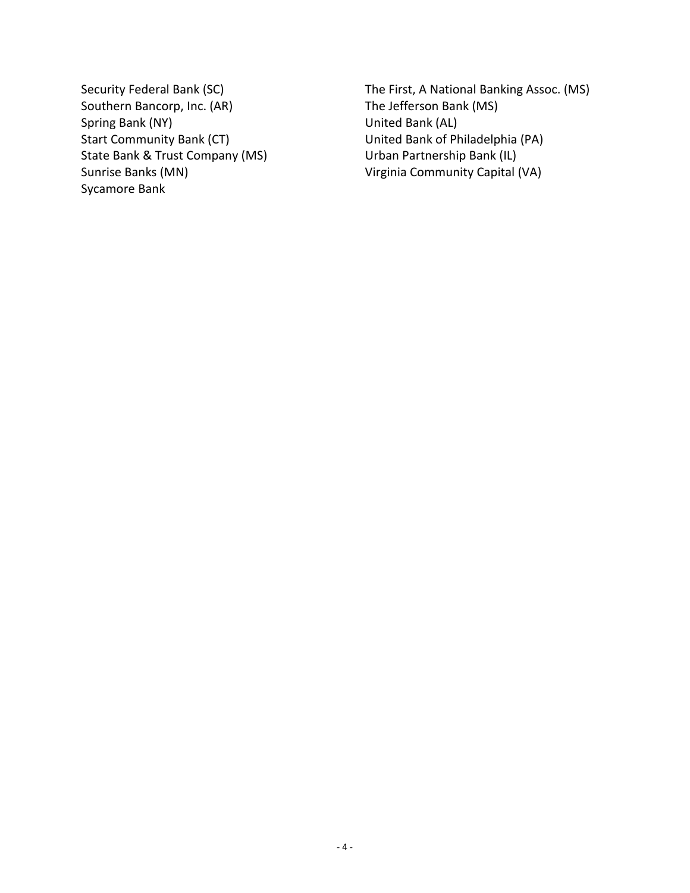Security Federal Bank (SC)
Southern Bancorp, Inc. (AR)
Spring Bank (NY)
Start Community Bank (CT)
State Bank & Trust Company (MS)
Sunrise Banks (MN)
Sycamore Bank
The First, A National Banking Assoc. (MS)
The Jefferson Bank (MS)
United Bank (AL)
United Bank of Philadelphia (PA)
Urban Partnership Bank (IL)
Virginia Community Capital (VA)